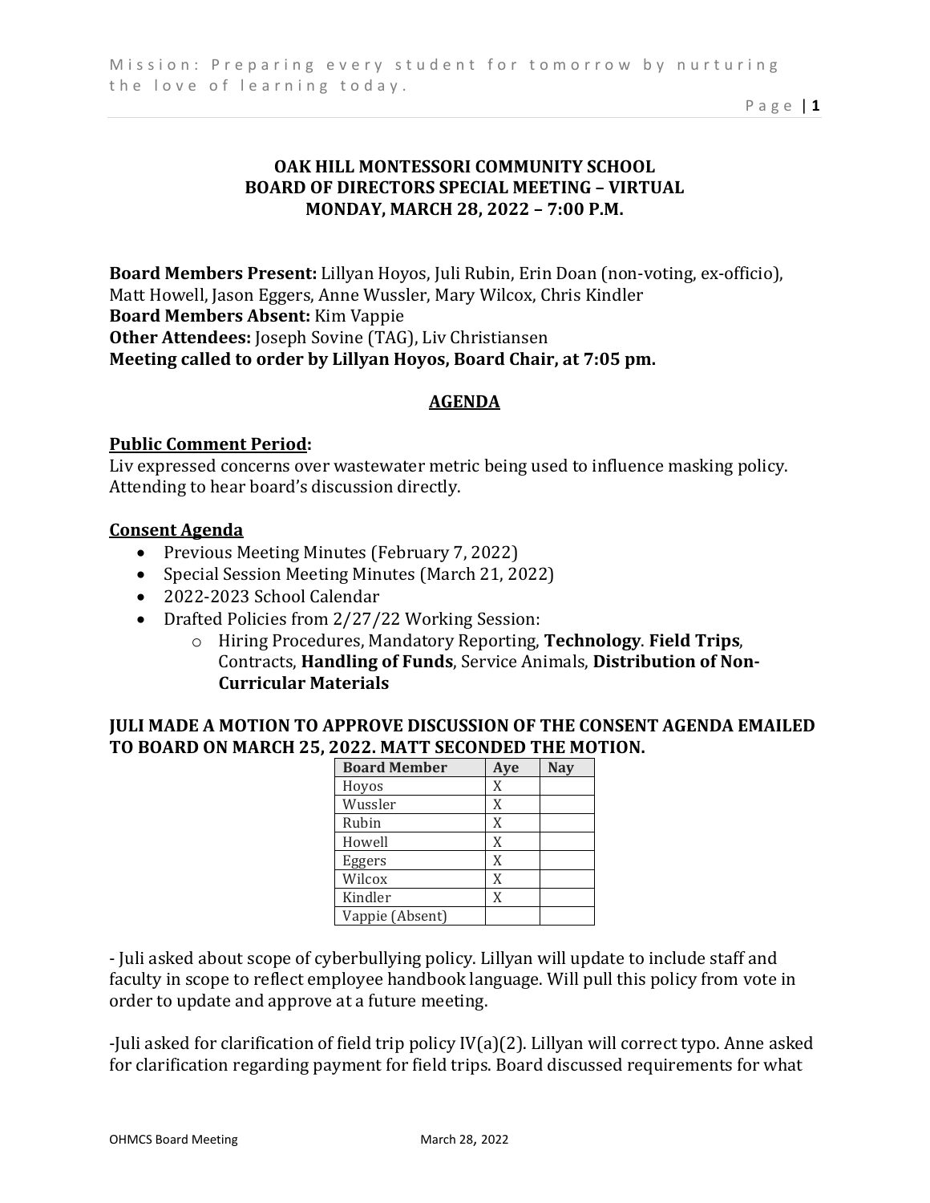**OAK HILL MONTESSORI COMMUNITY SCHOOL**
**BOARD OF DIRECTORS SPECIAL MEETING – VIRTUAL**
**MONDAY, MARCH 28, 2022 – 7:00 P.M.**

**Board Members Present:** Lillyan Hoyos, Juli Rubin, Erin Doan (non-voting, ex-officio), Matt Howell, Jason Eggers, Anne Wussler, Mary Wilcox, Chris Kindler
**Board Members Absent:** Kim Vappie
**Other Attendees:** Joseph Sovine (TAG), Liv Christiansen
**Meeting called to order by Lillyan Hoyos, Board Chair, at 7:05 pm.**

## AGENDA

**Public Comment Period:**

Liv expressed concerns over wastewater metric being used to influence masking policy. Attending to hear board's discussion directly.

**Consent Agenda**

- Previous Meeting Minutes (February 7, 2022)
- Special Session Meeting Minutes (March 21, 2022)
- 2022-2023 School Calendar
- Drafted Policies from 2/27/22 Working Session:
  - Hiring Procedures, Mandatory Reporting, **Technology**. **Field Trips**, Contracts, **Handling of Funds**, Service Animals, **Distribution of Non-Curricular Materials**

**JULI MADE A MOTION TO APPROVE DISCUSSION OF THE CONSENT AGENDA EMAILED TO BOARD ON MARCH 25, 2022. MATT SECONDED THE MOTION.**

| Board Member | Aye | Nay |
|---|---|---|
| Hoyos | X | |
| Wussler | X | |
| Rubin | X | |
| Howell | X | |
| Eggers | X | |
| Wilcox | X | |
| Kindler | X | |
| Vappie (Absent) | | |

- Juli asked about scope of cyberbullying policy. Lillyan will update to include staff and faculty in scope to reflect employee handbook language. Will pull this policy from vote in order to update and approve at a future meeting.

-Juli asked for clarification of field trip policy IV(a)(2). Lillyan will correct typo. Anne asked for clarification regarding payment for field trips. Board discussed requirements for what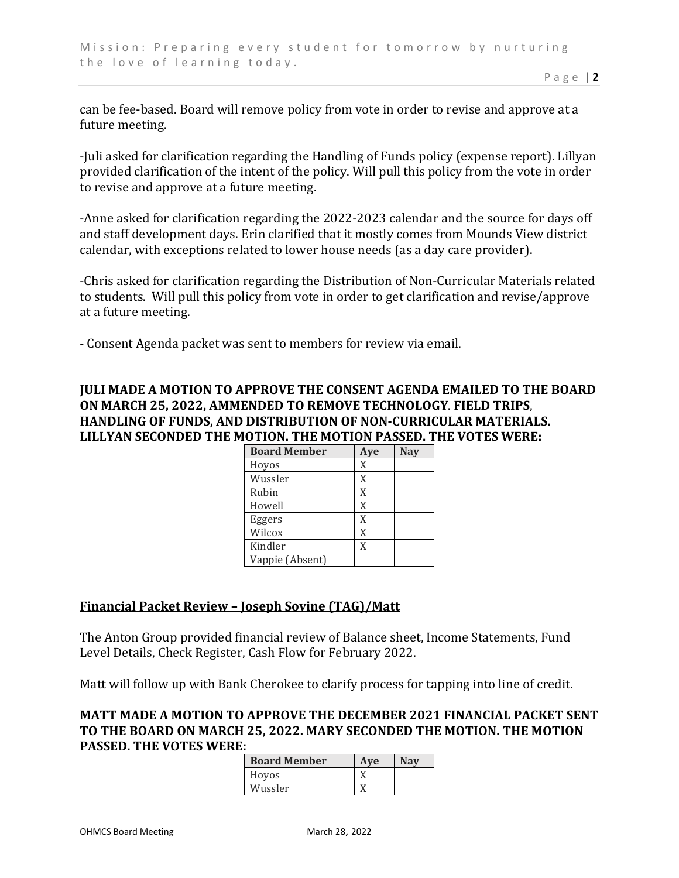can be fee-based. Board will remove policy from vote in order to revise and approve at a future meeting.

-Juli asked for clarification regarding the Handling of Funds policy (expense report). Lillyan provided clarification of the intent of the policy. Will pull this policy from the vote in order to revise and approve at a future meeting.

-Anne asked for clarification regarding the 2022-2023 calendar and the source for days off and staff development days. Erin clarified that it mostly comes from Mounds View district calendar, with exceptions related to lower house needs (as a day care provider).

-Chris asked for clarification regarding the Distribution of Non-Curricular Materials related to students. Will pull this policy from vote in order to get clarification and revise/approve at a future meeting.

- Consent Agenda packet was sent to members for review via email.

**JULI MADE A MOTION TO APPROVE THE CONSENT AGENDA EMAILED TO THE BOARD ON MARCH 25, 2022, AMMENDED TO REMOVE TECHNOLOGY. FIELD TRIPS, HANDLING OF FUNDS, AND DISTRIBUTION OF NON-CURRICULAR MATERIALS. LILLYAN SECONDED THE MOTION. THE MOTION PASSED. THE VOTES WERE:**

| Board Member | Aye | Nay |
|---|---|---|
| Hoyos | X | |
| Wussler | X | |
| Rubin | X | |
| Howell | X | |
| Eggers | X | |
| Wilcox | X | |
| Kindler | X | |
| Vappie (Absent) | | |

## Financial Packet Review – Joseph Sovine (TAG)/Matt

The Anton Group provided financial review of Balance sheet, Income Statements, Fund Level Details, Check Register, Cash Flow for February 2022.

Matt will follow up with Bank Cherokee to clarify process for tapping into line of credit.

**MATT MADE A MOTION TO APPROVE THE DECEMBER 2021 FINANCIAL PACKET SENT TO THE BOARD ON MARCH 25, 2022. MARY SECONDED THE MOTION. THE MOTION PASSED. THE VOTES WERE:**

| Board Member | Aye | Nay |
|---|---|---|
| Hoyos | X | |
| Wussler | X | |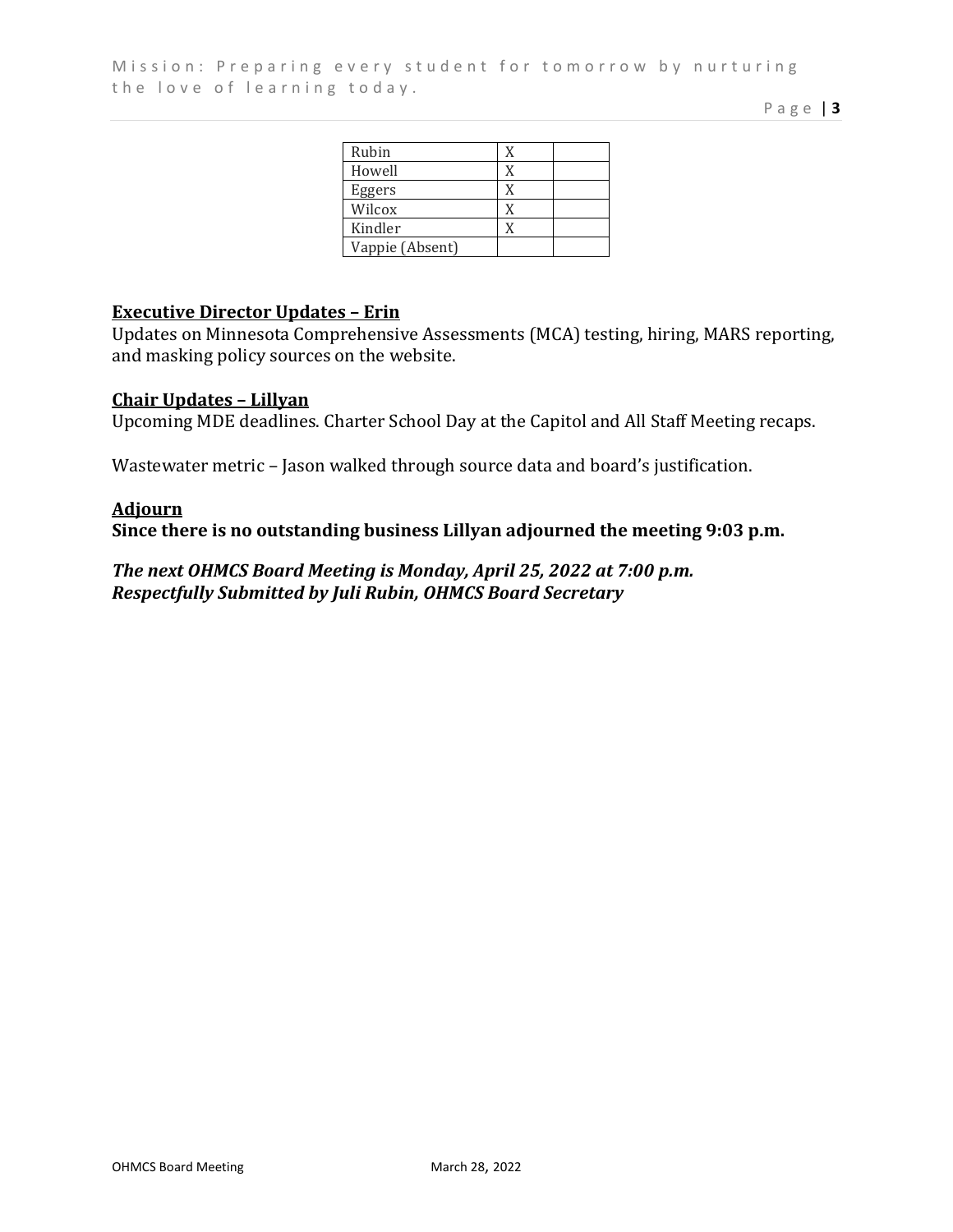| | | |
|---|---|---|
| Rubin | X | |
| Howell | X | |
| Eggers | X | |
| Wilcox | X | |
| Kindler | X | |
| Vappie (Absent) | | |

**Executive Director Updates – Erin**

Updates on Minnesota Comprehensive Assessments (MCA) testing, hiring, MARS reporting, and masking policy sources on the website.

**Chair Updates – Lillyan**

Upcoming MDE deadlines. Charter School Day at the Capitol and All Staff Meeting recaps.

Wastewater metric – Jason walked through source data and board's justification.

**Adjourn**

**Since there is no outstanding business Lillyan adjourned the meeting 9:03 p.m.**

***The next OHMCS Board Meeting is Monday, April 25, 2022 at 7:00 p.m.***
***Respectfully Submitted by Juli Rubin, OHMCS Board Secretary***